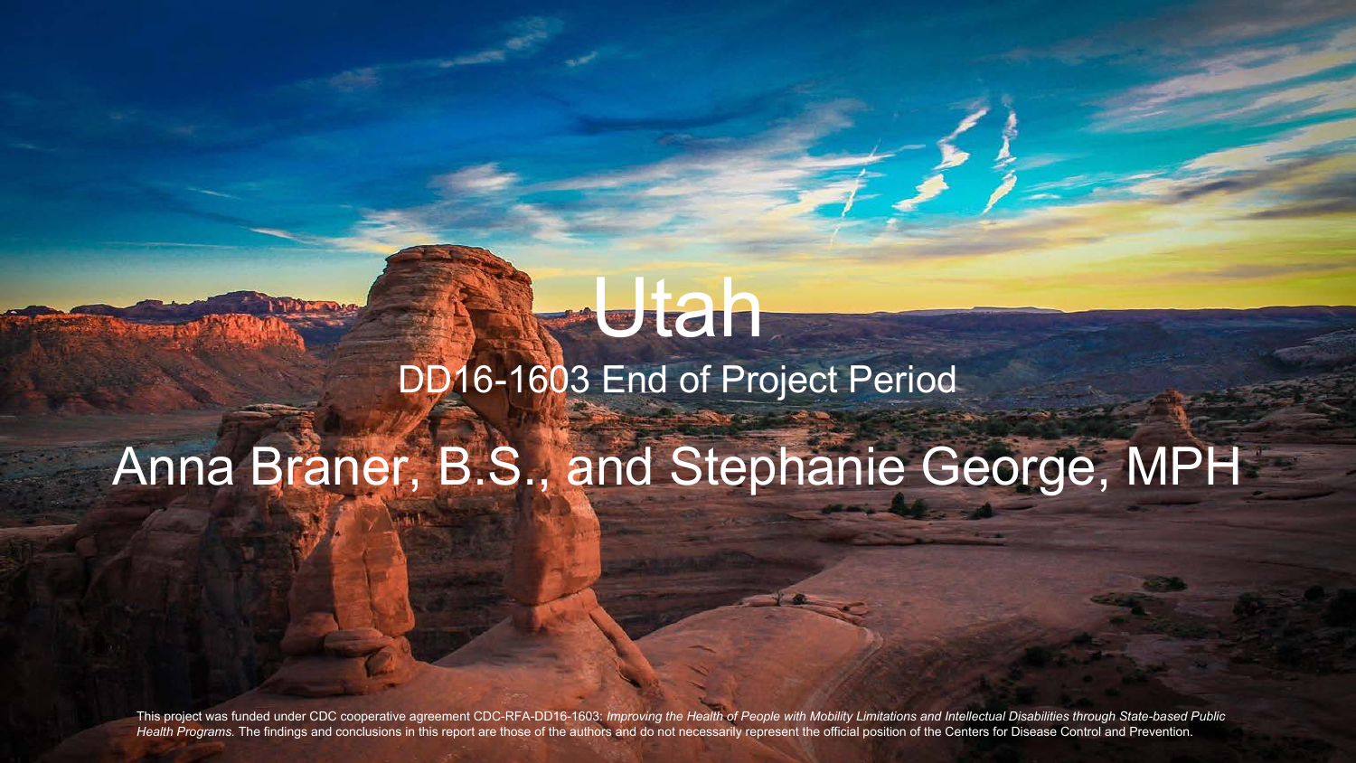# Utah

## DD16-1603 End of Project Period

Anna Braner, B.S., and Stephanie George, MPH

This project was funded under CDC cooperative agreement CDC-RFA-DD16-1603: *Improving the Health of People with Mobility Limitations and Intellectual Disabilities through State-based Public Health Programs.* The findings and conclusions in this report are those of the authors and do not necessarily represent the official position of the Centers for Disease Control and Prevention.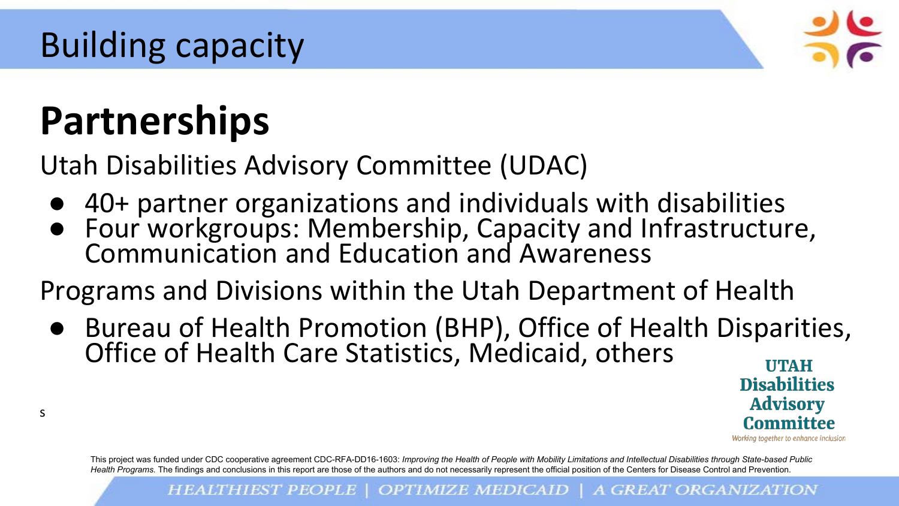# Building capacity

## Partnerships

Utah Disabilities Advisory Committee (UDAC)

- 40+ partner organizations and individuals with disabilities
- Four workgroups: Membership, Capacity and Infrastructure, Communication and Education and Awareness

Programs and Divisions within the Utah Department of Health

- Bureau of Health Promotion (BHP), Office of Health Disparities, Office of Health Care Statistics, Medicaid, others

s

UTAH Disabilities Advisory Committee
Working together to enhance inclusion

This project was funded under CDC cooperative agreement CDC-RFA-DD16-1603: *Improving the Health of People with Mobility Limitations and Intellectual Disabilities through State-based Public Health Programs.* The findings and conclusions in this report are those of the authors and do not necessarily represent the official position of the Centers for Disease Control and Prevention.

HEALTHIEST PEOPLE | OPTIMIZE MEDICAID | A GREAT ORGANIZATION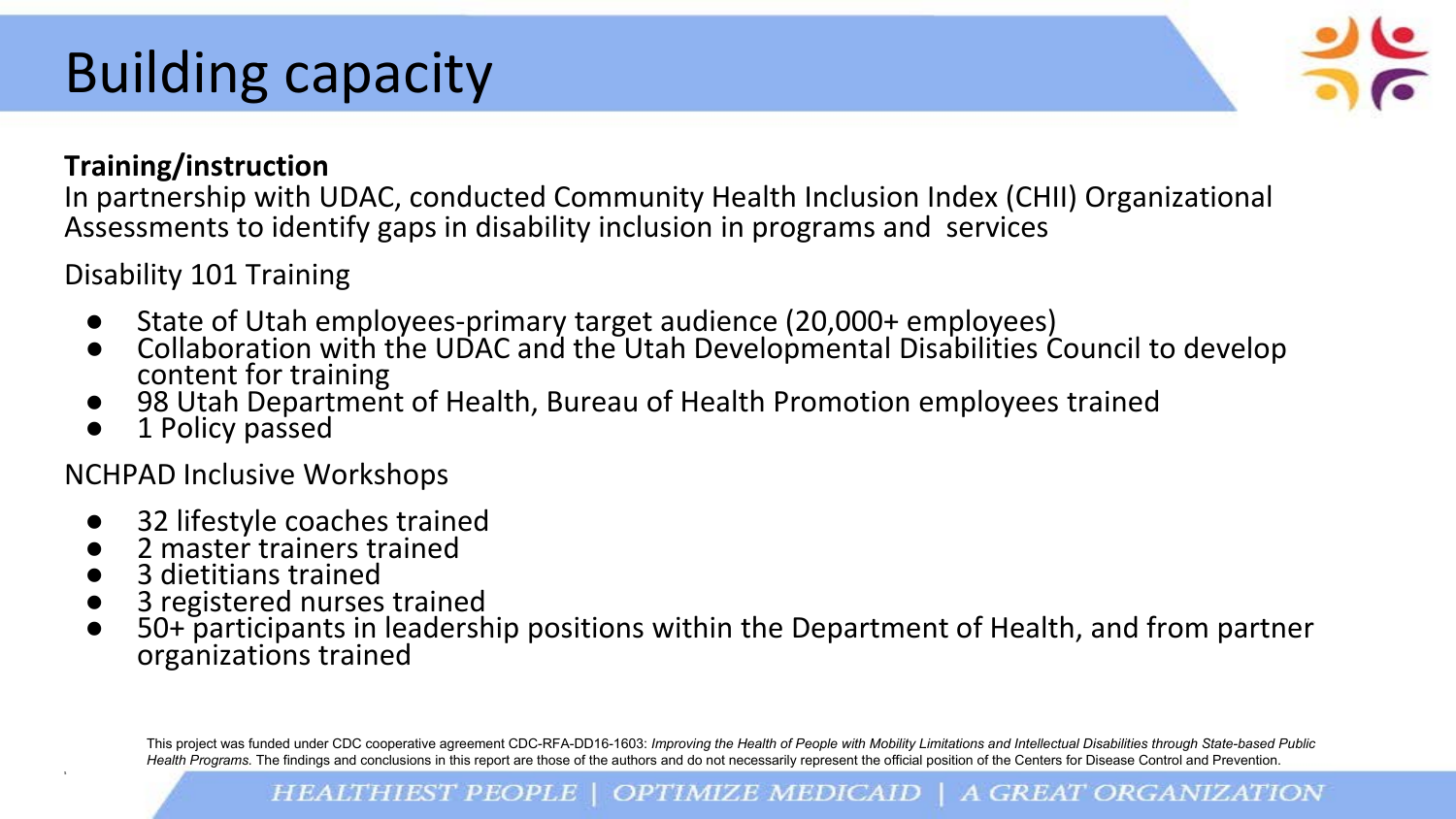# Building capacity

**Training/instruction**

In partnership with UDAC, conducted Community Health Inclusion Index (CHII) Organizational Assessments to identify gaps in disability inclusion in programs and services

Disability 101 Training

- State of Utah employees-primary target audience (20,000+ employees)
- Collaboration with the UDAC and the Utah Developmental Disabilities Council to develop content for training
- 98 Utah Department of Health, Bureau of Health Promotion employees trained
- 1 Policy passed

NCHPAD Inclusive Workshops

- 32 lifestyle coaches trained
- 2 master trainers trained
- 3 dietitians trained
- 3 registered nurses trained
- 50+ participants in leadership positions within the Department of Health, and from partner organizations trained

This project was funded under CDC cooperative agreement CDC-RFA-DD16-1603: *Improving the Health of People with Mobility Limitations and Intellectual Disabilities through State-based Public Health Programs.* The findings and conclusions in this report are those of the authors and do not necessarily represent the official position of the Centers for Disease Control and Prevention.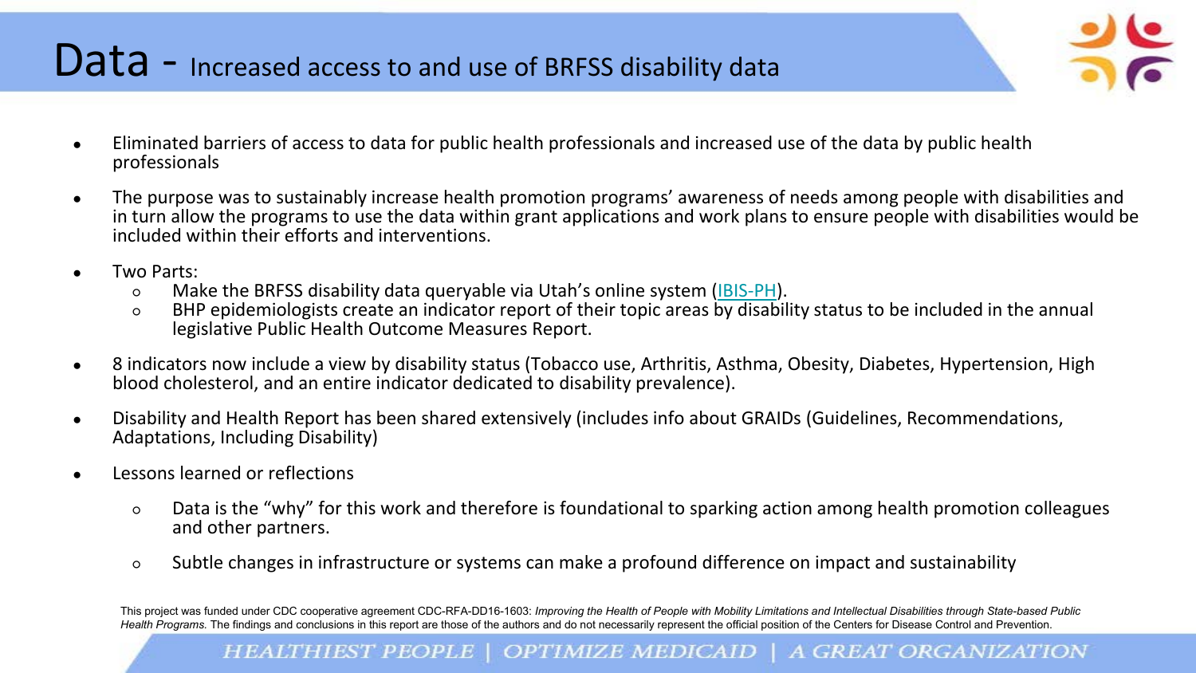# Data - Increased access to and use of BRFSS disability data

- Eliminated barriers of access to data for public health professionals and increased use of the data by public health professionals
- The purpose was to sustainably increase health promotion programs' awareness of needs among people with disabilities and in turn allow the programs to use the data within grant applications and work plans to ensure people with disabilities would be included within their efforts and interventions.
- Two Parts:
  - Make the BRFSS disability data queryable via Utah's online system (IBIS-PH).
  - BHP epidemiologists create an indicator report of their topic areas by disability status to be included in the annual legislative Public Health Outcome Measures Report.
- 8 indicators now include a view by disability status (Tobacco use, Arthritis, Asthma, Obesity, Diabetes, Hypertension, High blood cholesterol, and an entire indicator dedicated to disability prevalence).
- Disability and Health Report has been shared extensively (includes info about GRAIDs (Guidelines, Recommendations, Adaptations, Including Disability)
- Lessons learned or reflections
  - Data is the "why" for this work and therefore is foundational to sparking action among health promotion colleagues and other partners.
  - Subtle changes in infrastructure or systems can make a profound difference on impact and sustainability

This project was funded under CDC cooperative agreement CDC-RFA-DD16-1603: *Improving the Health of People with Mobility Limitations and Intellectual Disabilities through State-based Public Health Programs.* The findings and conclusions in this report are those of the authors and do not necessarily represent the official position of the Centers for Disease Control and Prevention.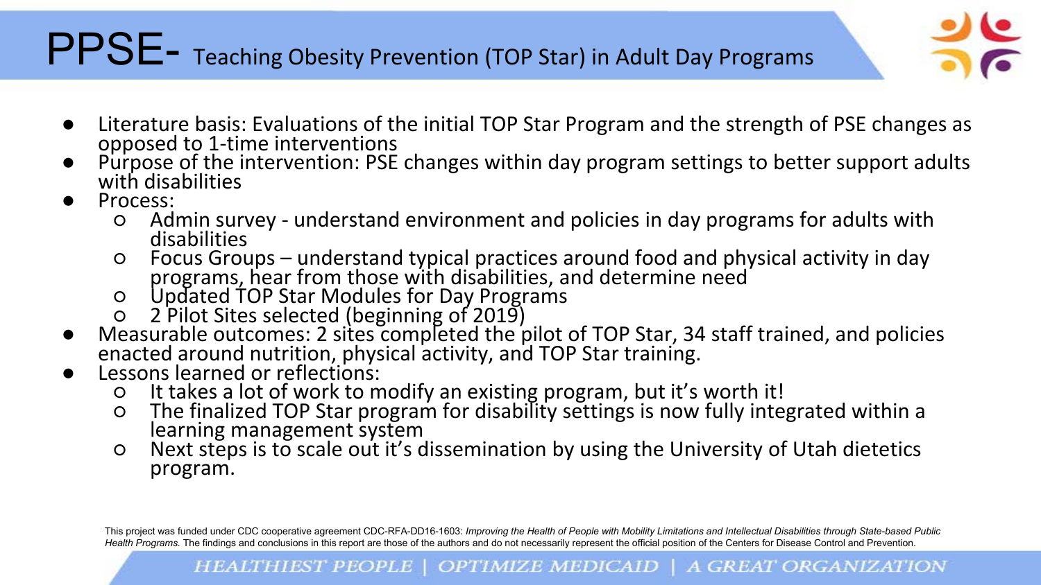# PPSE- Teaching Obesity Prevention (TOP Star) in Adult Day Programs

- Literature basis: Evaluations of the initial TOP Star Program and the strength of PSE changes as opposed to 1-time interventions
- Purpose of the intervention: PSE changes within day program settings to better support adults with disabilities
- Process:
  - Admin survey - understand environment and policies in day programs for adults with disabilities
  - Focus Groups – understand typical practices around food and physical activity in day programs, hear from those with disabilities, and determine need
  - Updated TOP Star Modules for Day Programs
  - 2 Pilot Sites selected (beginning of 2019)
- Measurable outcomes: 2 sites completed the pilot of TOP Star, 34 staff trained, and policies enacted around nutrition, physical activity, and TOP Star training.
- Lessons learned or reflections:
  - It takes a lot of work to modify an existing program, but it's worth it!
  - The finalized TOP Star program for disability settings is now fully integrated within a learning management system
  - Next steps is to scale out it's dissemination by using the University of Utah dietetics program.

This project was funded under CDC cooperative agreement CDC-RFA-DD16-1603: *Improving the Health of People with Mobility Limitations and Intellectual Disabilities through State-based Public Health Programs.* The findings and conclusions in this report are those of the authors and do not necessarily represent the official position of the Centers for Disease Control and Prevention.

HEALTHIEST PEOPLE | OPTIMIZE MEDICAID | A GREAT ORGANIZATION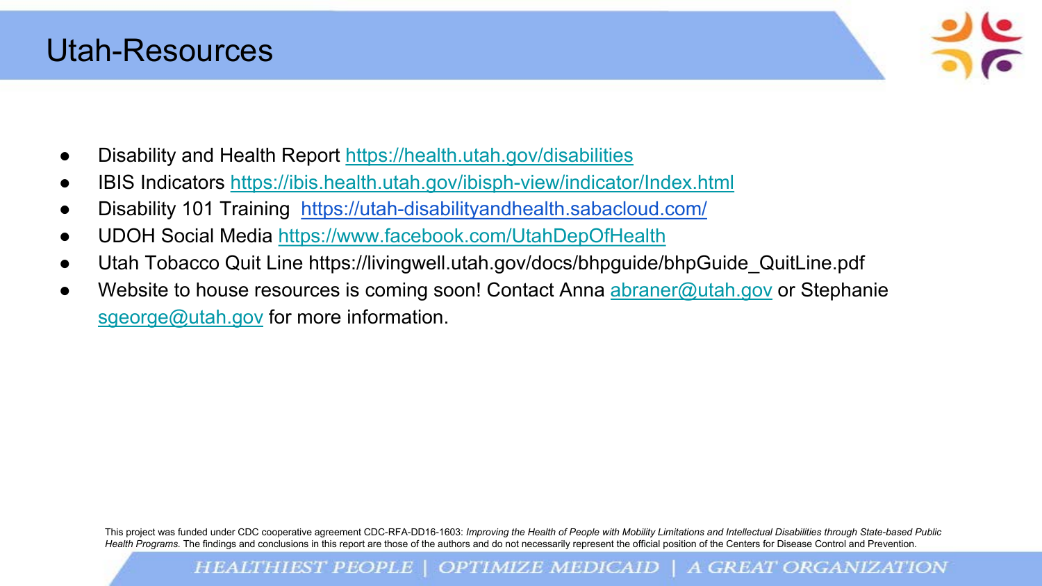# Utah-Resources

- Disability and Health Report https://health.utah.gov/disabilities
- IBIS Indicators https://ibis.health.utah.gov/ibisph-view/indicator/Index.html
- Disability 101 Training https://utah-disabilityandhealth.sabacloud.com/
- UDOH Social Media https://www.facebook.com/UtahDepOfHealth
- Utah Tobacco Quit Line https://livingwell.utah.gov/docs/bhpguide/bhpGuide_QuitLine.pdf
- Website to house resources is coming soon! Contact Anna abraner@utah.gov or Stephanie sgeorge@utah.gov for more information.

This project was funded under CDC cooperative agreement CDC-RFA-DD16-1603: *Improving the Health of People with Mobility Limitations and Intellectual Disabilities through State-based Public Health Programs.* The findings and conclusions in this report are those of the authors and do not necessarily represent the official position of the Centers for Disease Control and Prevention.

HEALTHIEST PEOPLE | OPTIMIZE MEDICAID | A GREAT ORGANIZATION